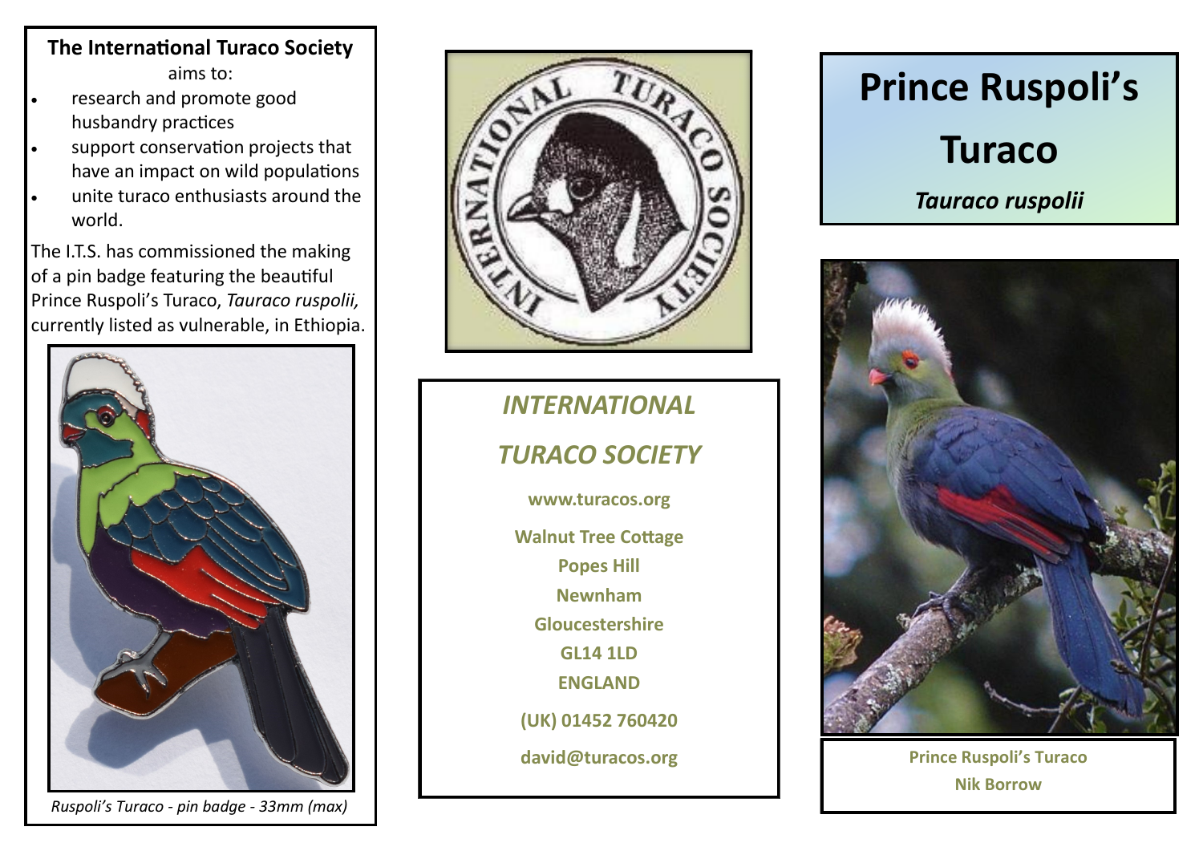**The International Turaco Society** aims to:

- research and promote good husbandry practices
- support conservation projects that have an impact on wild populations
- unite turaco enthusiasts around the world.

The I.T.S. has commissioned the making of a pin badge featuring the beautiful Prince Ruspoli's Turaco, *Tauraco ruspolii,* currently listed as vulnerable, in Ethiopia.

*Ruspoli's Turaco - pin badge - 33mm (max)*

## *INTERNATIONAL TURACO SOCIETY*

**www.turacos.org**

**Walnut Tree Cottage**
**Popes Hill**
**Newnham**
**Gloucestershire**
**GL14 1LD**
**ENGLAND**

**(UK) 01452 760420**

**david@turacos.org**

# Prince Ruspoli's Turaco

***Tauraco ruspolii***

**Prince Ruspoli's Turaco**
**Nik Borrow**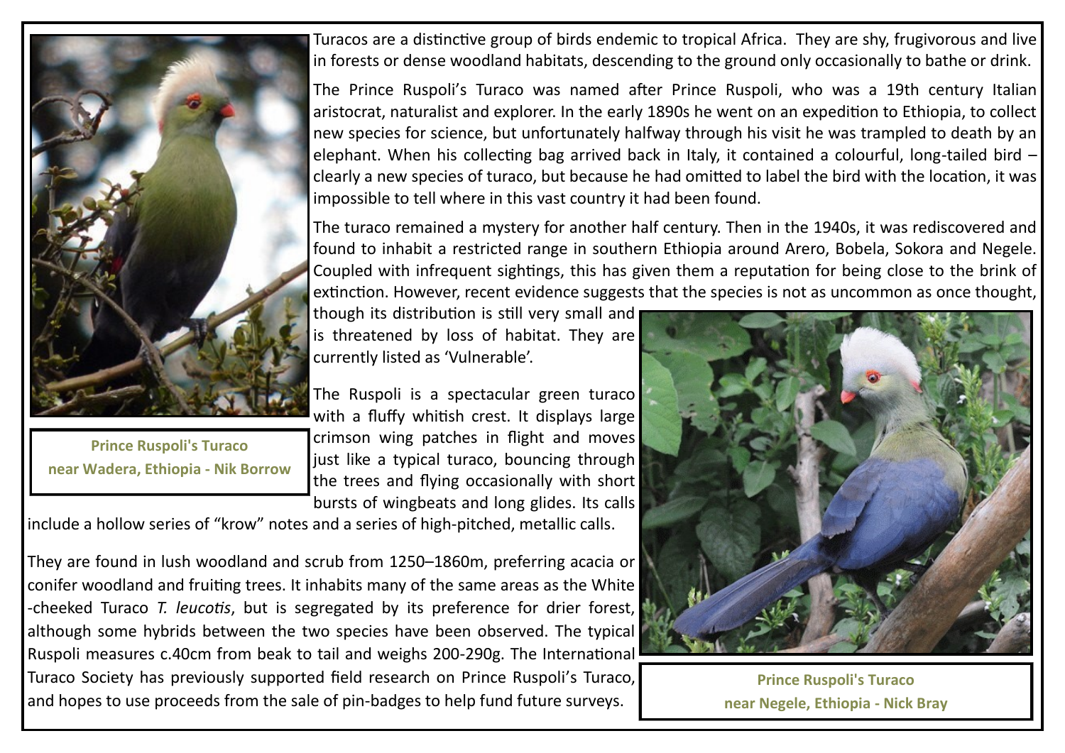Turacos are a distinctive group of birds endemic to tropical Africa. They are shy, frugivorous and live in forests or dense woodland habitats, descending to the ground only occasionally to bathe or drink.

The Prince Ruspoli's Turaco was named after Prince Ruspoli, who was a 19th century Italian aristocrat, naturalist and explorer. In the early 1890s he went on an expedition to Ethiopia, to collect new species for science, but unfortunately halfway through his visit he was trampled to death by an elephant. When his collecting bag arrived back in Italy, it contained a colourful, long-tailed bird – clearly a new species of turaco, but because he had omitted to label the bird with the location, it was impossible to tell where in this vast country it had been found.

The turaco remained a mystery for another half century. Then in the 1940s, it was rediscovered and found to inhabit a restricted range in southern Ethiopia around Arero, Bobela, Sokora and Negele. Coupled with infrequent sightings, this has given them a reputation for being close to the brink of extinction. However, recent evidence suggests that the species is not as uncommon as once thought, though its distribution is still very small and is threatened by loss of habitat. They are currently listed as 'Vulnerable'.

**Prince Ruspoli's Turaco near Wadera, Ethiopia - Nik Borrow**

The Ruspoli is a spectacular green turaco with a fluffy whitish crest. It displays large crimson wing patches in flight and moves just like a typical turaco, bouncing through the trees and flying occasionally with short bursts of wingbeats and long glides. Its calls include a hollow series of "krow" notes and a series of high-pitched, metallic calls.

They are found in lush woodland and scrub from 1250–1860m, preferring acacia or conifer woodland and fruiting trees. It inhabits many of the same areas as the White-cheeked Turaco *T. leucotis*, but is segregated by its preference for drier forest, although some hybrids between the two species have been observed. The typical Ruspoli measures c.40cm from beak to tail and weighs 200-290g. The International Turaco Society has previously supported field research on Prince Ruspoli's Turaco, and hopes to use proceeds from the sale of pin-badges to help fund future surveys.

**Prince Ruspoli's Turaco near Negele, Ethiopia - Nick Bray**